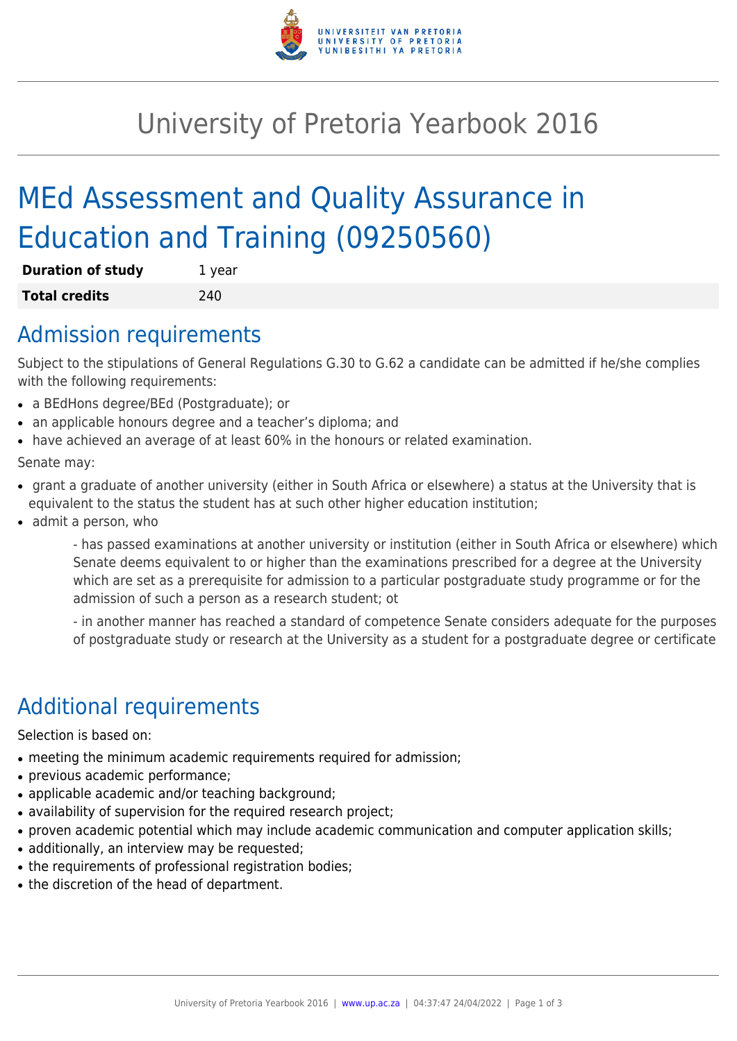# University of Pretoria Yearbook 2016

# MEd Assessment and Quality Assurance in Education and Training (09250560)

| **Duration of study** | 1 year |
| --- | --- |
| **Total credits** | 240 |

## Admission requirements

Subject to the stipulations of General Regulations G.30 to G.62 a candidate can be admitted if he/she complies with the following requirements:

- a BEdHons degree/BEd (Postgraduate); or
- an applicable honours degree and a teacher's diploma; and
- have achieved an average of at least 60% in the honours or related examination.

Senate may:

- grant a graduate of another university (either in South Africa or elsewhere) a status at the University that is equivalent to the status the student has at such other higher education institution;
- admit a person, who

  - has passed examinations at another university or institution (either in South Africa or elsewhere) which Senate deems equivalent to or higher than the examinations prescribed for a degree at the University which are set as a prerequisite for admission to a particular postgraduate study programme or for the admission of such a person as a research student; ot

  - in another manner has reached a standard of competence Senate considers adequate for the purposes of postgraduate study or research at the University as a student for a postgraduate degree or certificate

## Additional requirements

Selection is based on:

- meeting the minimum academic requirements required for admission;
- previous academic performance;
- applicable academic and/or teaching background;
- availability of supervision for the required research project;
- proven academic potential which may include academic communication and computer application skills;
- additionally, an interview may be requested;
- the requirements of professional registration bodies;
- the discretion of the head of department.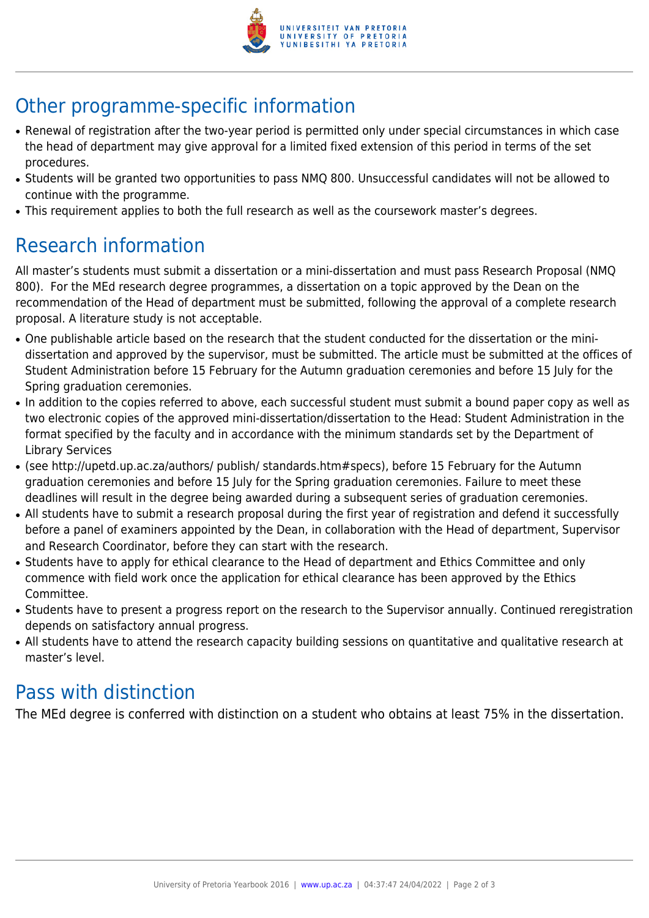## Other programme-specific information

- Renewal of registration after the two-year period is permitted only under special circumstances in which case the head of department may give approval for a limited fixed extension of this period in terms of the set procedures.
- Students will be granted two opportunities to pass NMQ 800. Unsuccessful candidates will not be allowed to continue with the programme.
- This requirement applies to both the full research as well as the coursework master's degrees.

## Research information

All master's students must submit a dissertation or a mini-dissertation and must pass Research Proposal (NMQ 800). For the MEd research degree programmes, a dissertation on a topic approved by the Dean on the recommendation of the Head of department must be submitted, following the approval of a complete research proposal. A literature study is not acceptable.

- One publishable article based on the research that the student conducted for the dissertation or the mini-dissertation and approved by the supervisor, must be submitted. The article must be submitted at the offices of Student Administration before 15 February for the Autumn graduation ceremonies and before 15 July for the Spring graduation ceremonies.
- In addition to the copies referred to above, each successful student must submit a bound paper copy as well as two electronic copies of the approved mini-dissertation/dissertation to the Head: Student Administration in the format specified by the faculty and in accordance with the minimum standards set by the Department of Library Services
- (see http://upetd.up.ac.za/authors/ publish/ standards.htm#specs), before 15 February for the Autumn graduation ceremonies and before 15 July for the Spring graduation ceremonies. Failure to meet these deadlines will result in the degree being awarded during a subsequent series of graduation ceremonies.
- All students have to submit a research proposal during the first year of registration and defend it successfully before a panel of examiners appointed by the Dean, in collaboration with the Head of department, Supervisor and Research Coordinator, before they can start with the research.
- Students have to apply for ethical clearance to the Head of department and Ethics Committee and only commence with field work once the application for ethical clearance has been approved by the Ethics Committee.
- Students have to present a progress report on the research to the Supervisor annually. Continued reregistration depends on satisfactory annual progress.
- All students have to attend the research capacity building sessions on quantitative and qualitative research at master's level.

## Pass with distinction

The MEd degree is conferred with distinction on a student who obtains at least 75% in the dissertation.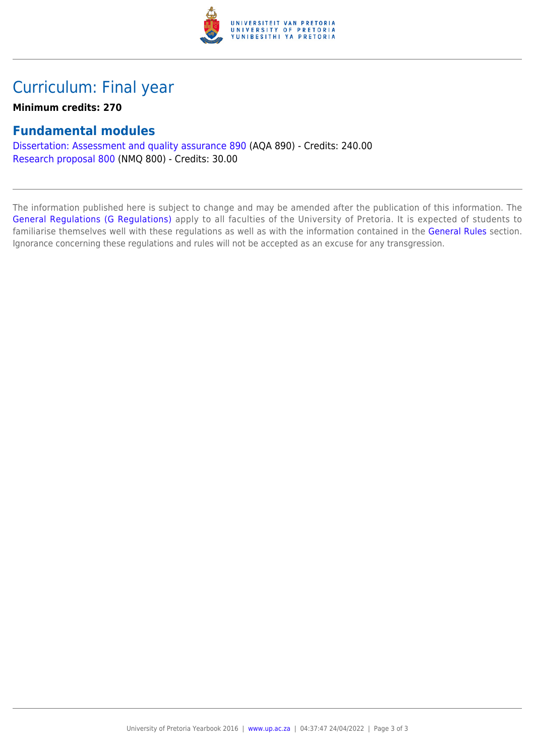## Curriculum: Final year

**Minimum credits: 270**

### Fundamental modules

Dissertation: Assessment and quality assurance 890 (AQA 890) - Credits: 240.00
Research proposal 800 (NMQ 800) - Credits: 30.00

The information published here is subject to change and may be amended after the publication of this information. The General Regulations (G Regulations) apply to all faculties of the University of Pretoria. It is expected of students to familiarise themselves well with these regulations as well as with the information contained in the General Rules section. Ignorance concerning these regulations and rules will not be accepted as an excuse for any transgression.